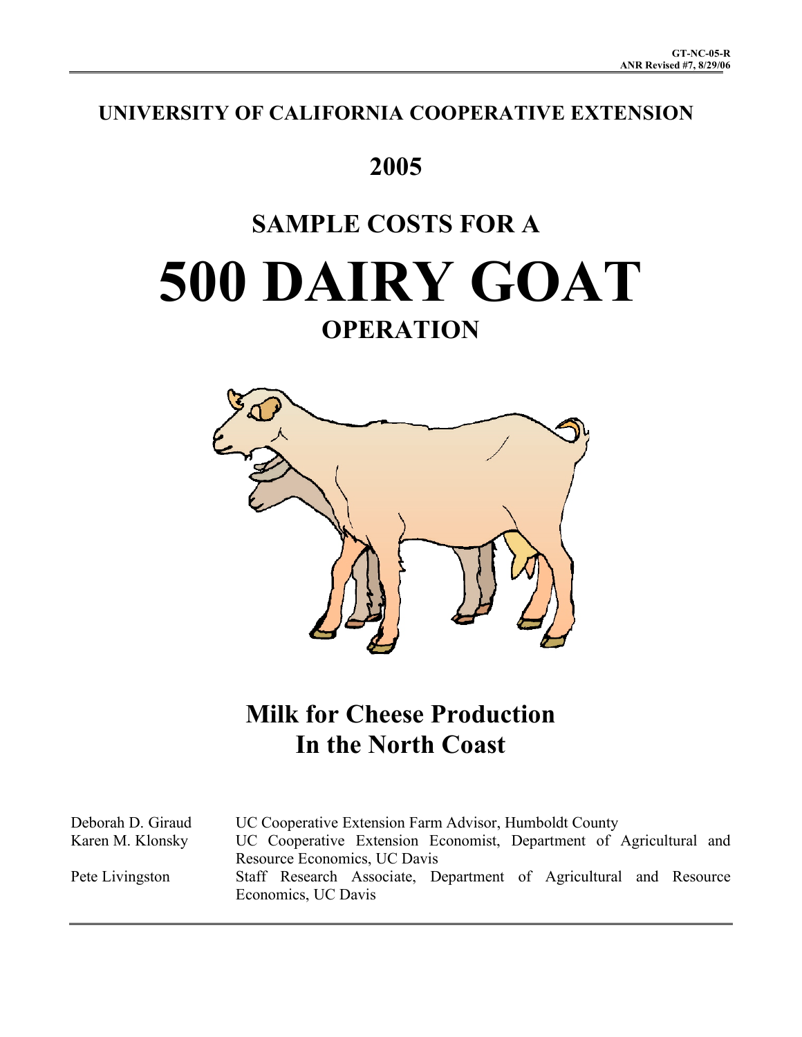GT-NC-05-R
ANR Revised #7, 8/29/06

# UNIVERSITY OF CALIFORNIA COOPERATIVE EXTENSION

# 2005

# SAMPLE COSTS FOR A

# 500 DAIRY GOAT

# OPERATION

## Milk for Cheese Production
## In the North Coast

| | |
|---|---|
| Deborah D. Giraud | UC Cooperative Extension Farm Advisor, Humboldt County |
| Karen M. Klonsky | UC Cooperative Extension Economist, Department of Agricultural and Resource Economics, UC Davis |
| Pete Livingston | Staff Research Associate, Department of Agricultural and Resource Economics, UC Davis |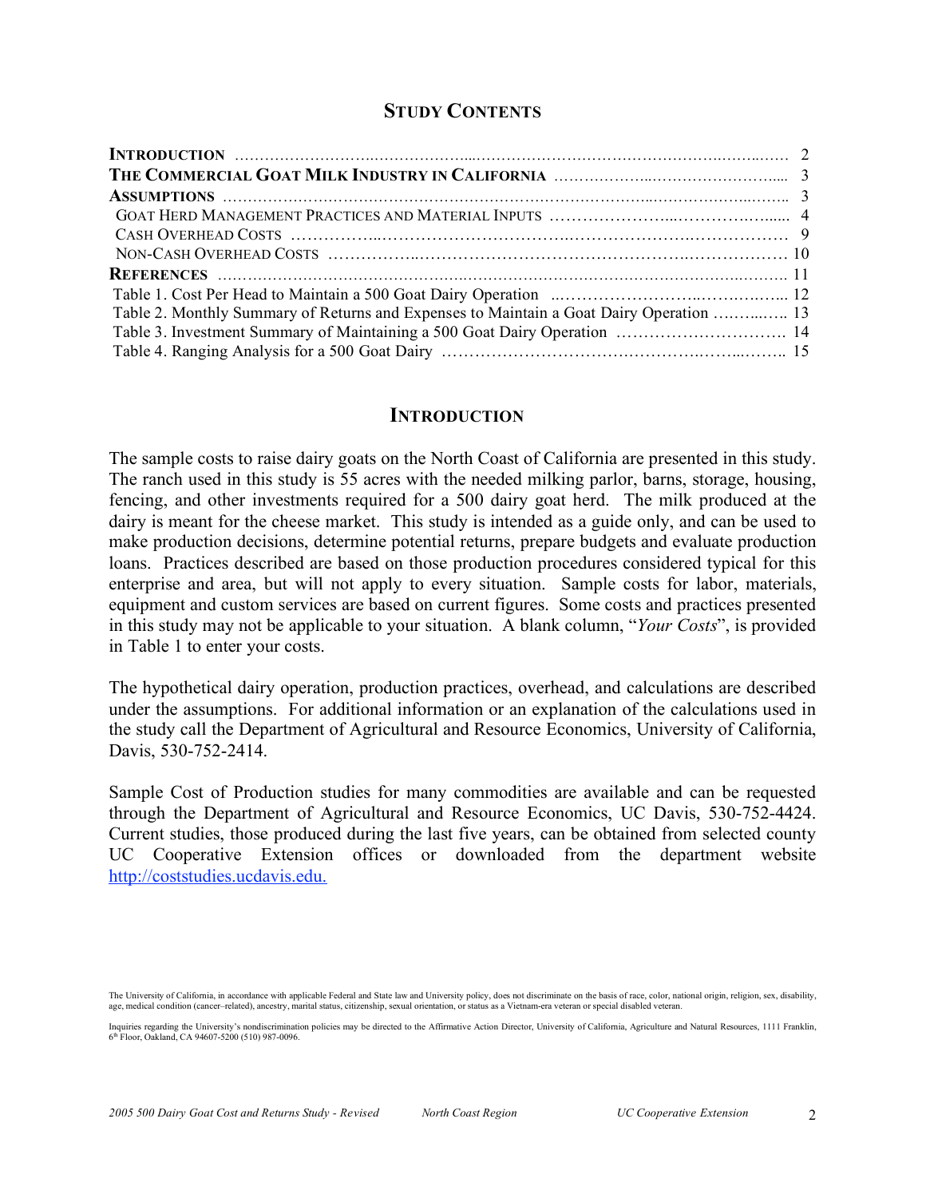## STUDY CONTENTS

| | |
|---|---|
| **INTRODUCTION** | 2 |
| **THE COMMERCIAL GOAT MILK INDUSTRY IN CALIFORNIA** | 3 |
| **ASSUMPTIONS** | 3 |
| GOAT HERD MANAGEMENT PRACTICES AND MATERIAL INPUTS | 4 |
| CASH OVERHEAD COSTS | 9 |
| NON-CASH OVERHEAD COSTS | 10 |
| **REFERENCES** | 11 |
| Table 1. Cost Per Head to Maintain a 500 Goat Dairy Operation | 12 |
| Table 2. Monthly Summary of Returns and Expenses to Maintain a Goat Dairy Operation | 13 |
| Table 3. Investment Summary of Maintaining a 500 Goat Dairy Operation | 14 |
| Table 4. Ranging Analysis for a 500 Goat Dairy | 15 |

## INTRODUCTION

The sample costs to raise dairy goats on the North Coast of California are presented in this study. The ranch used in this study is 55 acres with the needed milking parlor, barns, storage, housing, fencing, and other investments required for a 500 dairy goat herd. The milk produced at the dairy is meant for the cheese market. This study is intended as a guide only, and can be used to make production decisions, determine potential returns, prepare budgets and evaluate production loans. Practices described are based on those production procedures considered typical for this enterprise and area, but will not apply to every situation. Sample costs for labor, materials, equipment and custom services are based on current figures. Some costs and practices presented in this study may not be applicable to your situation. A blank column, "*Your Costs*", is provided in Table 1 to enter your costs.

The hypothetical dairy operation, production practices, overhead, and calculations are described under the assumptions. For additional information or an explanation of the calculations used in the study call the Department of Agricultural and Resource Economics, University of California, Davis, 530-752-2414.

Sample Cost of Production studies for many commodities are available and can be requested through the Department of Agricultural and Resource Economics, UC Davis, 530-752-4424. Current studies, those produced during the last five years, can be obtained from selected county UC Cooperative Extension offices or downloaded from the department website [http://coststudies.ucdavis.edu.](http://coststudies.ucdavis.edu)

The University of California, in accordance with applicable Federal and State law and University policy, does not discriminate on the basis of race, color, national origin, religion, sex, disability, age, medical condition (cancer–related), ancestry, marital status, citizenship, sexual orientation, or status as a Vietnam-era veteran or special disabled veteran.

Inquiries regarding the University's nondiscrimination policies may be directed to the Affirmative Action Director, University of California, Agriculture and Natural Resources, 1111 Franklin, 6th Floor, Oakland, CA 94607-5200 (510) 987-0096.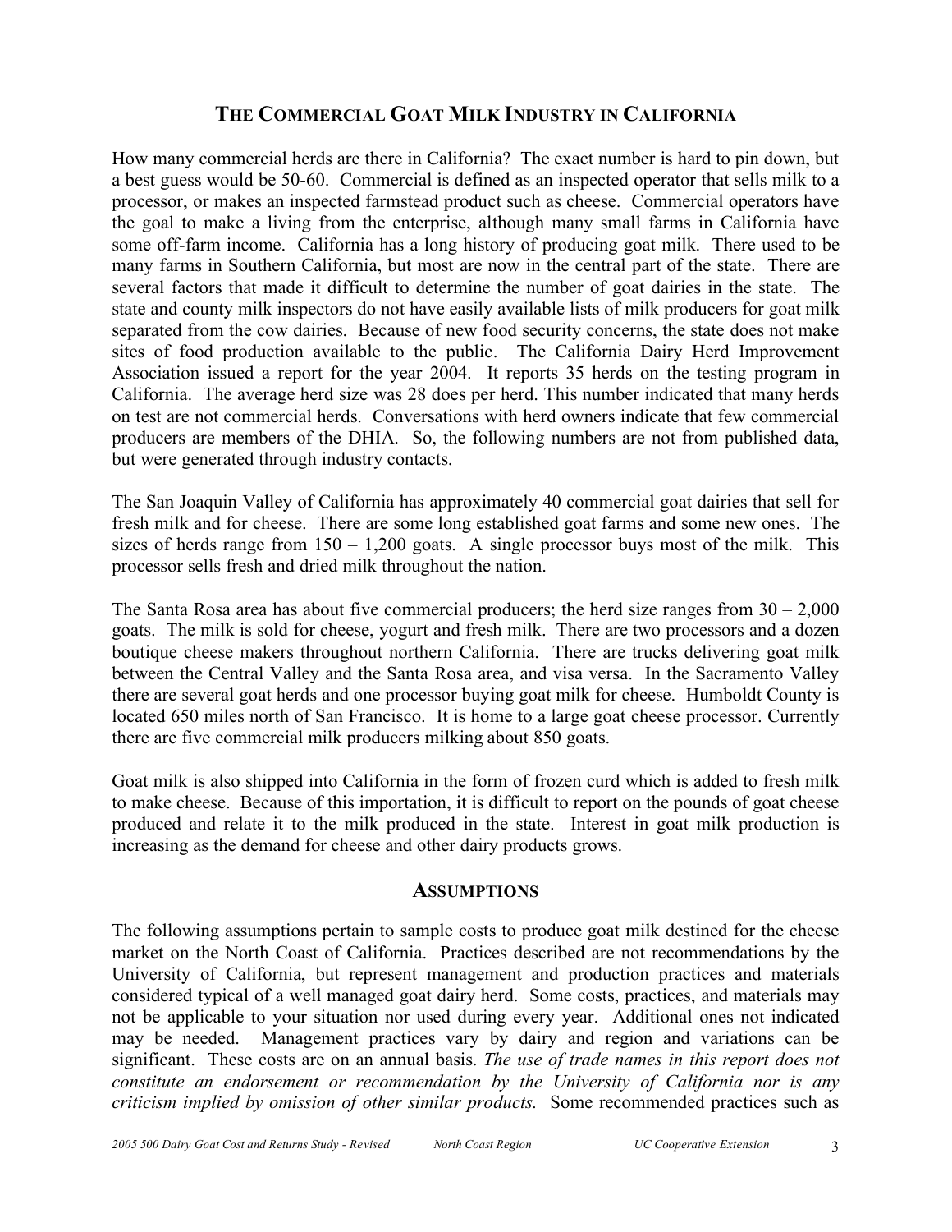## THE COMMERCIAL GOAT MILK INDUSTRY IN CALIFORNIA

How many commercial herds are there in California? The exact number is hard to pin down, but a best guess would be 50-60. Commercial is defined as an inspected operator that sells milk to a processor, or makes an inspected farmstead product such as cheese. Commercial operators have the goal to make a living from the enterprise, although many small farms in California have some off-farm income. California has a long history of producing goat milk. There used to be many farms in Southern California, but most are now in the central part of the state. There are several factors that made it difficult to determine the number of goat dairies in the state. The state and county milk inspectors do not have easily available lists of milk producers for goat milk separated from the cow dairies. Because of new food security concerns, the state does not make sites of food production available to the public. The California Dairy Herd Improvement Association issued a report for the year 2004. It reports 35 herds on the testing program in California. The average herd size was 28 does per herd. This number indicated that many herds on test are not commercial herds. Conversations with herd owners indicate that few commercial producers are members of the DHIA. So, the following numbers are not from published data, but were generated through industry contacts.

The San Joaquin Valley of California has approximately 40 commercial goat dairies that sell for fresh milk and for cheese. There are some long established goat farms and some new ones. The sizes of herds range from 150 – 1,200 goats. A single processor buys most of the milk. This processor sells fresh and dried milk throughout the nation.

The Santa Rosa area has about five commercial producers; the herd size ranges from 30 – 2,000 goats. The milk is sold for cheese, yogurt and fresh milk. There are two processors and a dozen boutique cheese makers throughout northern California. There are trucks delivering goat milk between the Central Valley and the Santa Rosa area, and visa versa. In the Sacramento Valley there are several goat herds and one processor buying goat milk for cheese. Humboldt County is located 650 miles north of San Francisco. It is home to a large goat cheese processor. Currently there are five commercial milk producers milking about 850 goats.

Goat milk is also shipped into California in the form of frozen curd which is added to fresh milk to make cheese. Because of this importation, it is difficult to report on the pounds of goat cheese produced and relate it to the milk produced in the state. Interest in goat milk production is increasing as the demand for cheese and other dairy products grows.

## ASSUMPTIONS

The following assumptions pertain to sample costs to produce goat milk destined for the cheese market on the North Coast of California. Practices described are not recommendations by the University of California, but represent management and production practices and materials considered typical of a well managed goat dairy herd. Some costs, practices, and materials may not be applicable to your situation nor used during every year. Additional ones not indicated may be needed. Management practices vary by dairy and region and variations can be significant. These costs are on an annual basis. *The use of trade names in this report does not constitute an endorsement or recommendation by the University of California nor is any criticism implied by omission of other similar products.* Some recommended practices such as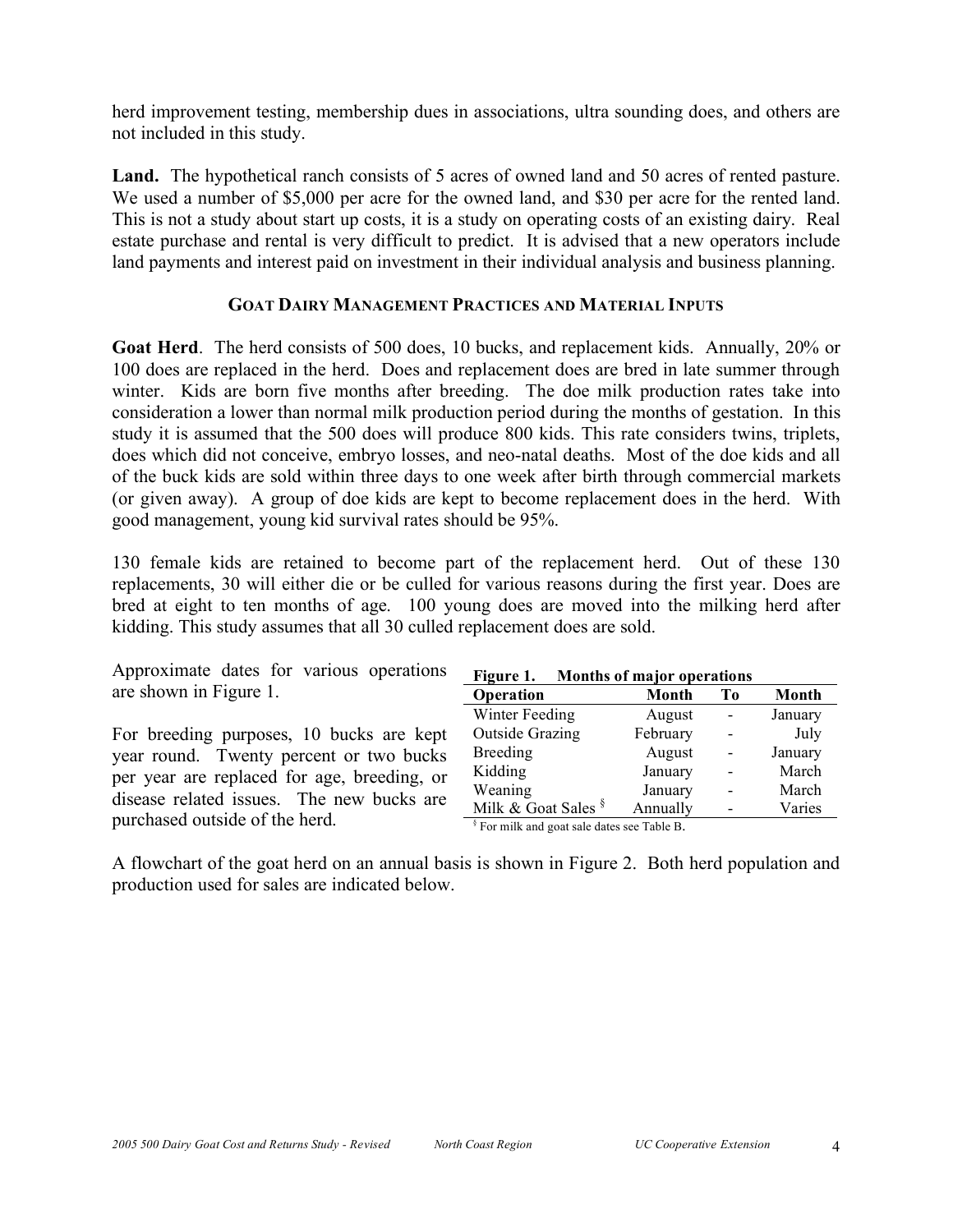herd improvement testing, membership dues in associations, ultra sounding does, and others are not included in this study.

**Land.** The hypothetical ranch consists of 5 acres of owned land and 50 acres of rented pasture. We used a number of $5,000 per acre for the owned land, and $30 per acre for the rented land. This is not a study about start up costs, it is a study on operating costs of an existing dairy. Real estate purchase and rental is very difficult to predict. It is advised that a new operators include land payments and interest paid on investment in their individual analysis and business planning.

### GOAT DAIRY MANAGEMENT PRACTICES AND MATERIAL INPUTS

**Goat Herd**. The herd consists of 500 does, 10 bucks, and replacement kids. Annually, 20% or 100 does are replaced in the herd. Does and replacement does are bred in late summer through winter. Kids are born five months after breeding. The doe milk production rates take into consideration a lower than normal milk production period during the months of gestation. In this study it is assumed that the 500 does will produce 800 kids. This rate considers twins, triplets, does which did not conceive, embryo losses, and neo-natal deaths. Most of the doe kids and all of the buck kids are sold within three days to one week after birth through commercial markets (or given away). A group of doe kids are kept to become replacement does in the herd. With good management, young kid survival rates should be 95%.

130 female kids are retained to become part of the replacement herd. Out of these 130 replacements, 30 will either die or be culled for various reasons during the first year. Does are bred at eight to ten months of age. 100 young does are moved into the milking herd after kidding. This study assumes that all 30 culled replacement does are sold.

Approximate dates for various operations are shown in Figure 1.

For breeding purposes, 10 bucks are kept year round. Twenty percent or two bucks per year are replaced for age, breeding, or disease related issues. The new bucks are purchased outside of the herd.

**Figure 1. Months of major operations**

| Operation | Month | To | Month |
|---|---|---|---|
| Winter Feeding | August | - | January |
| Outside Grazing | February | - | July |
| Breeding | August | - | January |
| Kidding | January | - | March |
| Weaning | January | - | March |
| Milk & Goat Sales [§] | Annually | - | Varies |

[§] For milk and goat sale dates see Table B.

A flowchart of the goat herd on an annual basis is shown in Figure 2. Both herd population and production used for sales are indicated below.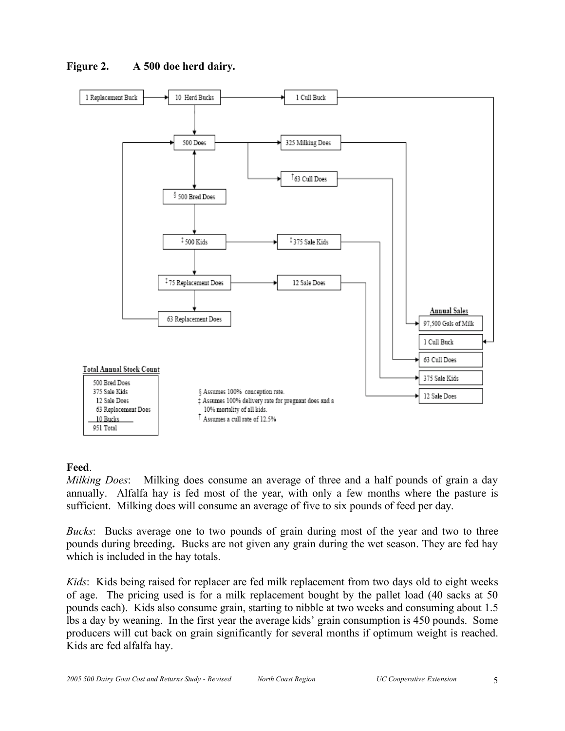**Figure 2. A 500 doe herd dairy.**

1 Replacement Buck → 10 Herd Bucks → 1 Cull Buck

10 Herd Bucks → 500 Does

500 Does → 325 Milking Does

500 Does → †63 Cull Does

500 Does ↔ § 500 Bred Does

§ 500 Bred Does → ‡ 500 Kids

‡ 500 Kids → ‡ 375 Sale Kids

‡ 500 Kids → ‡ 75 Replacement Does

‡ 75 Replacement Does → 12 Sale Does

‡ 75 Replacement Does → 63 Replacement Does → 500 Does

**Annual Sales**

- 97,500 Gals of Milk
- 1 Cull Buck
- 63 Cull Does
- 375 Sale Kids
- 12 Sale Does

**Total Annual Stock Count**

- 500 Bred Does
- 375 Sale Kids
- 12 Sale Does
- 63 Replacement Does
- 10 Bucks
- 951 Total

§ Assumes 100% conception rate.
‡ Assumes 100% delivery rate for pregnant does and a 10% mortality of all kids.
† Assumes a cull rate of 12.5%

**Feed**.

*Milking Does*: Milking does consume an average of three and a half pounds of grain a day annually. Alfalfa hay is fed most of the year, with only a few months where the pasture is sufficient. Milking does will consume an average of five to six pounds of feed per day.

*Bucks*: Bucks average one to two pounds of grain during most of the year and two to three pounds during breeding**.** Bucks are not given any grain during the wet season. They are fed hay which is included in the hay totals.

*Kids*: Kids being raised for replacer are fed milk replacement from two days old to eight weeks of age. The pricing used is for a milk replacement bought by the pallet load (40 sacks at 50 pounds each). Kids also consume grain, starting to nibble at two weeks and consuming about 1.5 lbs a day by weaning. In the first year the average kids' grain consumption is 450 pounds. Some producers will cut back on grain significantly for several months if optimum weight is reached. Kids are fed alfalfa hay.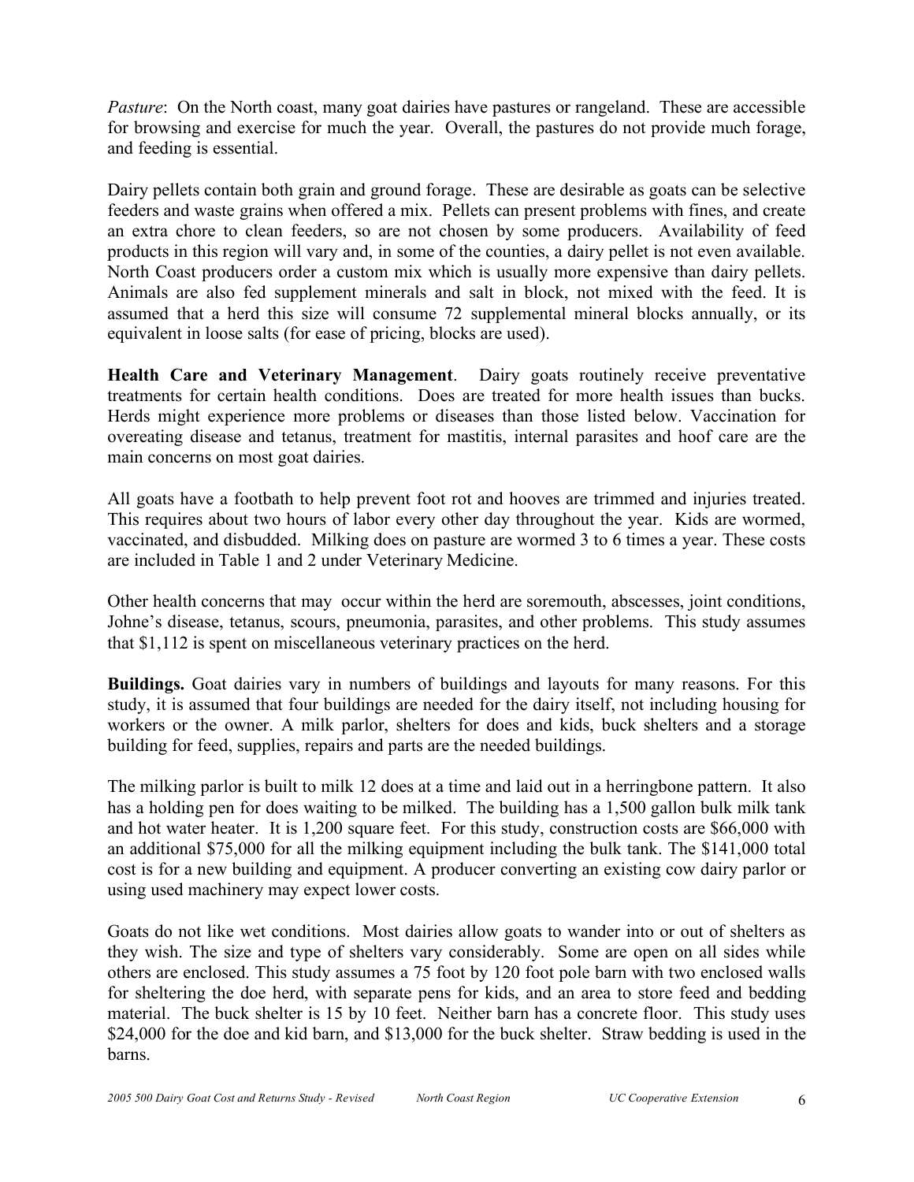*Pasture*: On the North coast, many goat dairies have pastures or rangeland. These are accessible for browsing and exercise for much the year. Overall, the pastures do not provide much forage, and feeding is essential.

Dairy pellets contain both grain and ground forage. These are desirable as goats can be selective feeders and waste grains when offered a mix. Pellets can present problems with fines, and create an extra chore to clean feeders, so are not chosen by some producers. Availability of feed products in this region will vary and, in some of the counties, a dairy pellet is not even available. North Coast producers order a custom mix which is usually more expensive than dairy pellets. Animals are also fed supplement minerals and salt in block, not mixed with the feed. It is assumed that a herd this size will consume 72 supplemental mineral blocks annually, or its equivalent in loose salts (for ease of pricing, blocks are used).

**Health Care and Veterinary Management**. Dairy goats routinely receive preventative treatments for certain health conditions. Does are treated for more health issues than bucks. Herds might experience more problems or diseases than those listed below. Vaccination for overeating disease and tetanus, treatment for mastitis, internal parasites and hoof care are the main concerns on most goat dairies.

All goats have a footbath to help prevent foot rot and hooves are trimmed and injuries treated. This requires about two hours of labor every other day throughout the year. Kids are wormed, vaccinated, and disbudded. Milking does on pasture are wormed 3 to 6 times a year. These costs are included in Table 1 and 2 under Veterinary Medicine.

Other health concerns that may occur within the herd are soremouth, abscesses, joint conditions, Johne's disease, tetanus, scours, pneumonia, parasites, and other problems. This study assumes that $1,112 is spent on miscellaneous veterinary practices on the herd.

**Buildings.** Goat dairies vary in numbers of buildings and layouts for many reasons. For this study, it is assumed that four buildings are needed for the dairy itself, not including housing for workers or the owner. A milk parlor, shelters for does and kids, buck shelters and a storage building for feed, supplies, repairs and parts are the needed buildings.

The milking parlor is built to milk 12 does at a time and laid out in a herringbone pattern. It also has a holding pen for does waiting to be milked. The building has a 1,500 gallon bulk milk tank and hot water heater. It is 1,200 square feet. For this study, construction costs are $66,000 with an additional $75,000 for all the milking equipment including the bulk tank. The $141,000 total cost is for a new building and equipment. A producer converting an existing cow dairy parlor or using used machinery may expect lower costs.

Goats do not like wet conditions. Most dairies allow goats to wander into or out of shelters as they wish. The size and type of shelters vary considerably. Some are open on all sides while others are enclosed. This study assumes a 75 foot by 120 foot pole barn with two enclosed walls for sheltering the doe herd, with separate pens for kids, and an area to store feed and bedding material. The buck shelter is 15 by 10 feet. Neither barn has a concrete floor. This study uses $24,000 for the doe and kid barn, and $13,000 for the buck shelter. Straw bedding is used in the barns.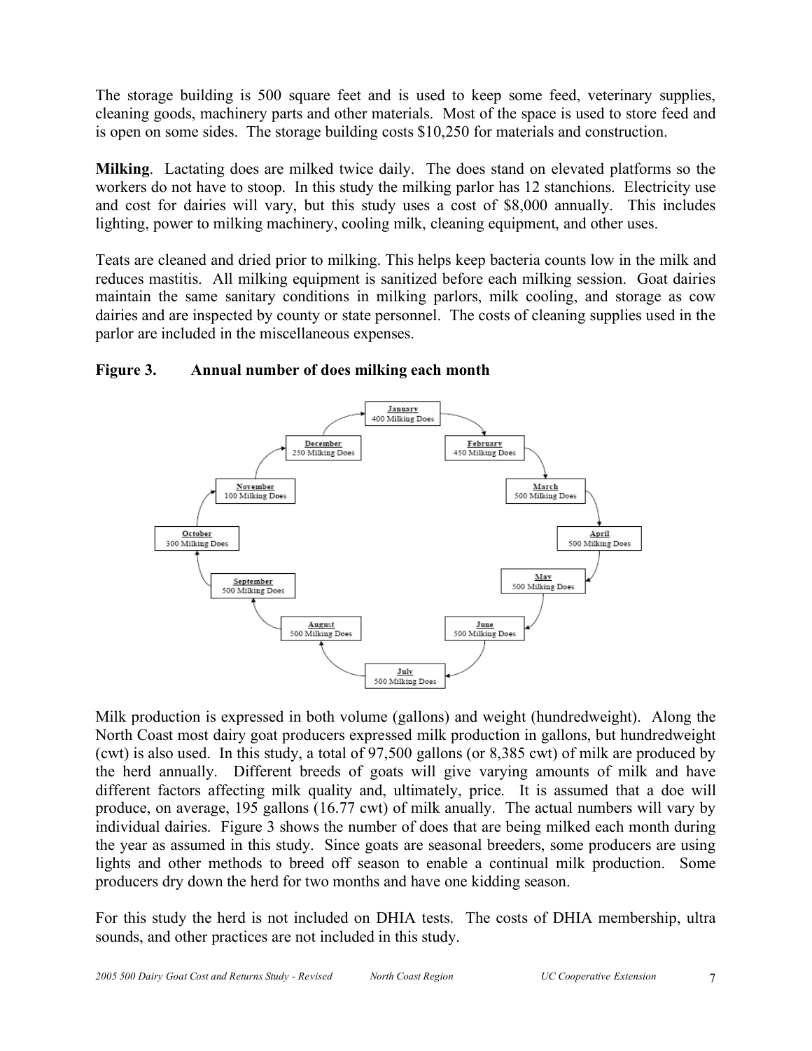The storage building is 500 square feet and is used to keep some feed, veterinary supplies, cleaning goods, machinery parts and other materials. Most of the space is used to store feed and is open on some sides. The storage building costs $10,250 for materials and construction.

**Milking**. Lactating does are milked twice daily. The does stand on elevated platforms so the workers do not have to stoop. In this study the milking parlor has 12 stanchions. Electricity use and cost for dairies will vary, but this study uses a cost of $8,000 annually. This includes lighting, power to milking machinery, cooling milk, cleaning equipment, and other uses.

Teats are cleaned and dried prior to milking. This helps keep bacteria counts low in the milk and reduces mastitis. All milking equipment is sanitized before each milking session. Goat dairies maintain the same sanitary conditions in milking parlors, milk cooling, and storage as cow dairies and are inspected by county or state personnel. The costs of cleaning supplies used in the parlor are included in the miscellaneous expenses.

**Figure 3. Annual number of does milking each month**

| Month | Milking Does |
|---|---|
| January | 400 Milking Does |
| February | 450 Milking Does |
| March | 500 Milking Does |
| April | 500 Milking Does |
| May | 500 Milking Does |
| June | 500 Milking Does |
| July | 500 Milking Does |
| August | 500 Milking Does |
| September | 500 Milking Does |
| October | 300 Milking Does |
| November | 100 Milking Does |
| December | 250 Milking Does |

Milk production is expressed in both volume (gallons) and weight (hundredweight). Along the North Coast most dairy goat producers expressed milk production in gallons, but hundredweight (cwt) is also used. In this study, a total of 97,500 gallons (or 8,385 cwt) of milk are produced by the herd annually. Different breeds of goats will give varying amounts of milk and have different factors affecting milk quality and, ultimately, price. It is assumed that a doe will produce, on average, 195 gallons (16.77 cwt) of milk anually. The actual numbers will vary by individual dairies. Figure 3 shows the number of does that are being milked each month during the year as assumed in this study. Since goats are seasonal breeders, some producers are using lights and other methods to breed off season to enable a continual milk production. Some producers dry down the herd for two months and have one kidding season.

For this study the herd is not included on DHIA tests. The costs of DHIA membership, ultra sounds, and other practices are not included in this study.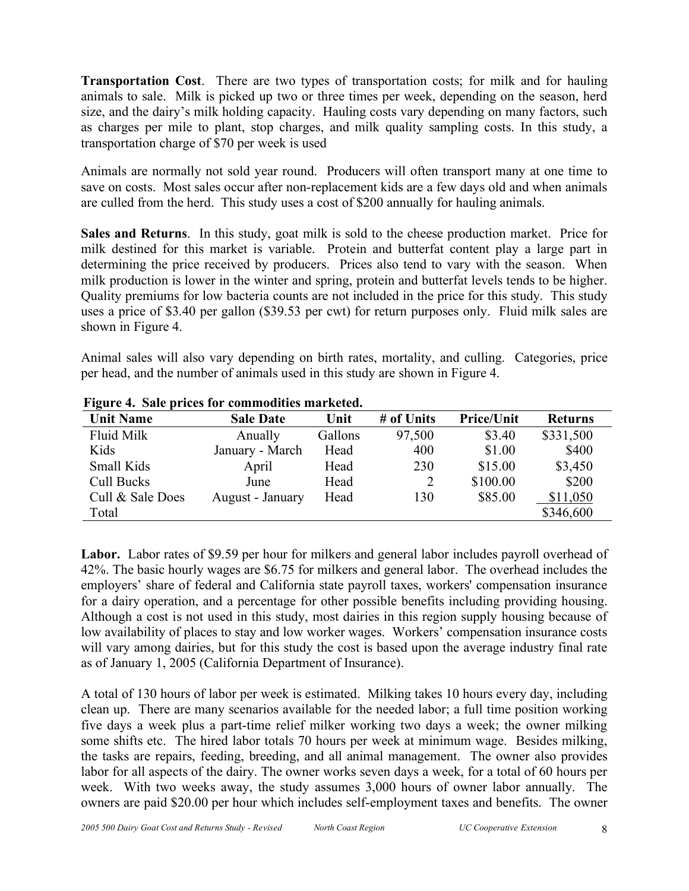**Transportation Cost**. There are two types of transportation costs; for milk and for hauling animals to sale. Milk is picked up two or three times per week, depending on the season, herd size, and the dairy's milk holding capacity. Hauling costs vary depending on many factors, such as charges per mile to plant, stop charges, and milk quality sampling costs. In this study, a transportation charge of $70 per week is used

Animals are normally not sold year round. Producers will often transport many at one time to save on costs. Most sales occur after non-replacement kids are a few days old and when animals are culled from the herd. This study uses a cost of $200 annually for hauling animals.

**Sales and Returns**. In this study, goat milk is sold to the cheese production market. Price for milk destined for this market is variable. Protein and butterfat content play a large part in determining the price received by producers. Prices also tend to vary with the season. When milk production is lower in the winter and spring, protein and butterfat levels tends to be higher. Quality premiums for low bacteria counts are not included in the price for this study. This study uses a price of $3.40 per gallon ($39.53 per cwt) for return purposes only. Fluid milk sales are shown in Figure 4.

Animal sales will also vary depending on birth rates, mortality, and culling. Categories, price per head, and the number of animals used in this study are shown in Figure 4.

**Figure 4. Sale prices for commodities marketed.**

| Unit Name | Sale Date | Unit | # of Units | Price/Unit | Returns |
|---|---|---|---|---|---|
| Fluid Milk | Anually | Gallons | 97,500 | $3.40 | $331,500 |
| Kids | January - March | Head | 400 | $1.00 | $400 |
| Small Kids | April | Head | 230 | $15.00 | $3,450 |
| Cull Bucks | June | Head | 2 | $100.00 | $200 |
| Cull & Sale Does | August - January | Head | 130 | $85.00 | $11,050 |
| Total | | | | | $346,600 |

**Labor.** Labor rates of $9.59 per hour for milkers and general labor includes payroll overhead of 42%. The basic hourly wages are $6.75 for milkers and general labor. The overhead includes the employers' share of federal and California state payroll taxes, workers' compensation insurance for a dairy operation, and a percentage for other possible benefits including providing housing. Although a cost is not used in this study, most dairies in this region supply housing because of low availability of places to stay and low worker wages. Workers' compensation insurance costs will vary among dairies, but for this study the cost is based upon the average industry final rate as of January 1, 2005 (California Department of Insurance).

A total of 130 hours of labor per week is estimated. Milking takes 10 hours every day, including clean up. There are many scenarios available for the needed labor; a full time position working five days a week plus a part-time relief milker working two days a week; the owner milking some shifts etc. The hired labor totals 70 hours per week at minimum wage. Besides milking, the tasks are repairs, feeding, breeding, and all animal management. The owner also provides labor for all aspects of the dairy. The owner works seven days a week, for a total of 60 hours per week. With two weeks away, the study assumes 3,000 hours of owner labor annually. The owners are paid $20.00 per hour which includes self-employment taxes and benefits. The owner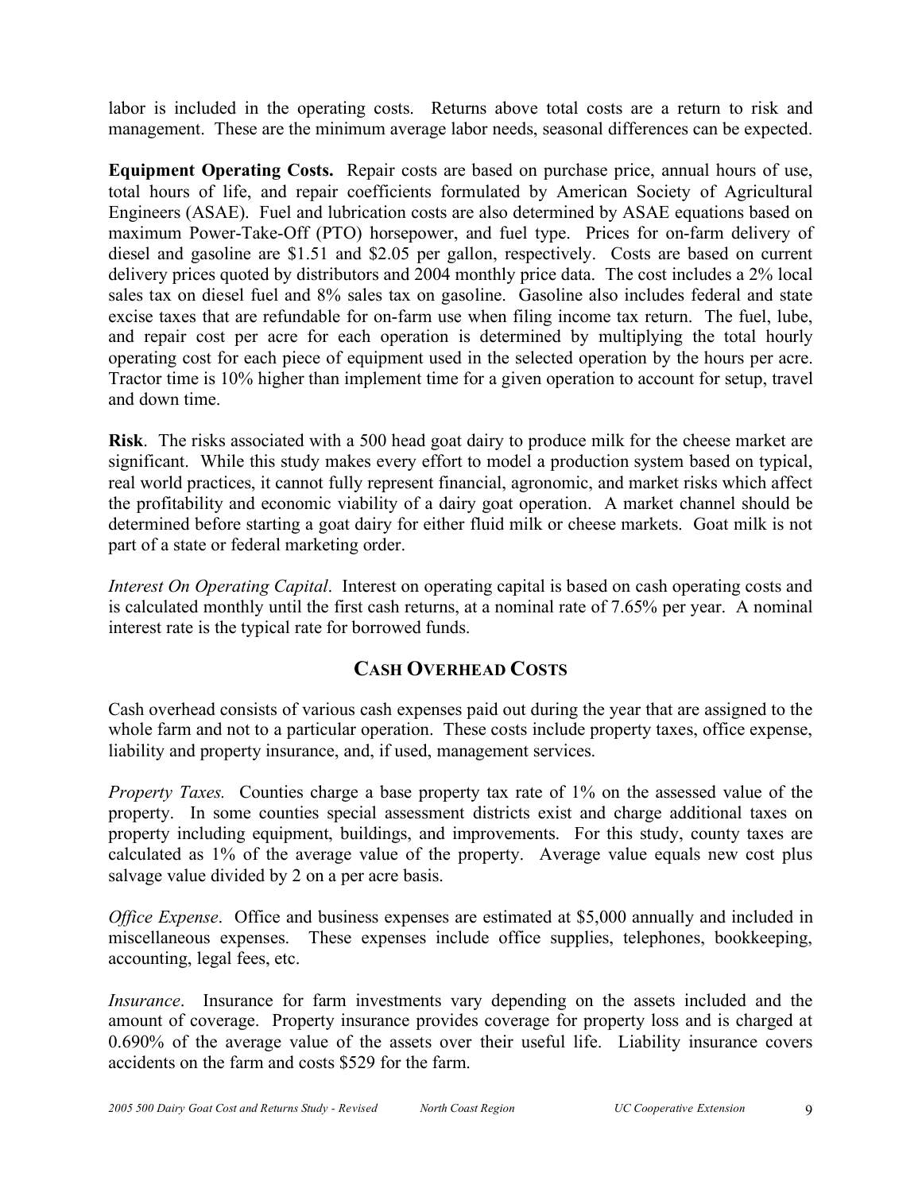labor is included in the operating costs. Returns above total costs are a return to risk and management. These are the minimum average labor needs, seasonal differences can be expected.

**Equipment Operating Costs.** Repair costs are based on purchase price, annual hours of use, total hours of life, and repair coefficients formulated by American Society of Agricultural Engineers (ASAE). Fuel and lubrication costs are also determined by ASAE equations based on maximum Power-Take-Off (PTO) horsepower, and fuel type. Prices for on-farm delivery of diesel and gasoline are $1.51 and $2.05 per gallon, respectively. Costs are based on current delivery prices quoted by distributors and 2004 monthly price data. The cost includes a 2% local sales tax on diesel fuel and 8% sales tax on gasoline. Gasoline also includes federal and state excise taxes that are refundable for on-farm use when filing income tax return. The fuel, lube, and repair cost per acre for each operation is determined by multiplying the total hourly operating cost for each piece of equipment used in the selected operation by the hours per acre. Tractor time is 10% higher than implement time for a given operation to account for setup, travel and down time.

**Risk**. The risks associated with a 500 head goat dairy to produce milk for the cheese market are significant. While this study makes every effort to model a production system based on typical, real world practices, it cannot fully represent financial, agronomic, and market risks which affect the profitability and economic viability of a dairy goat operation. A market channel should be determined before starting a goat dairy for either fluid milk or cheese markets. Goat milk is not part of a state or federal marketing order.

*Interest On Operating Capital*. Interest on operating capital is based on cash operating costs and is calculated monthly until the first cash returns, at a nominal rate of 7.65% per year. A nominal interest rate is the typical rate for borrowed funds.

## CASH OVERHEAD COSTS

Cash overhead consists of various cash expenses paid out during the year that are assigned to the whole farm and not to a particular operation. These costs include property taxes, office expense, liability and property insurance, and, if used, management services.

*Property Taxes.* Counties charge a base property tax rate of 1% on the assessed value of the property. In some counties special assessment districts exist and charge additional taxes on property including equipment, buildings, and improvements. For this study, county taxes are calculated as 1% of the average value of the property. Average value equals new cost plus salvage value divided by 2 on a per acre basis.

*Office Expense*. Office and business expenses are estimated at $5,000 annually and included in miscellaneous expenses. These expenses include office supplies, telephones, bookkeeping, accounting, legal fees, etc.

*Insurance*. Insurance for farm investments vary depending on the assets included and the amount of coverage. Property insurance provides coverage for property loss and is charged at 0.690% of the average value of the assets over their useful life. Liability insurance covers accidents on the farm and costs $529 for the farm.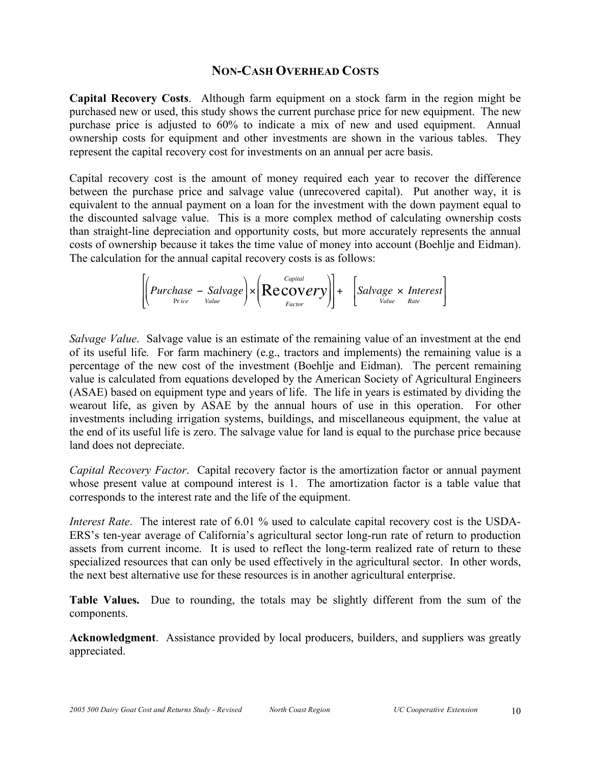## NON-CASH OVERHEAD COSTS

**Capital Recovery Costs**. Although farm equipment on a stock farm in the region might be purchased new or used, this study shows the current purchase price for new equipment. The new purchase price is adjusted to 60% to indicate a mix of new and used equipment. Annual ownership costs for equipment and other investments are shown in the various tables. They represent the capital recovery cost for investments on an annual per acre basis.

Capital recovery cost is the amount of money required each year to recover the difference between the purchase price and salvage value (unrecovered capital). Put another way, it is equivalent to the annual payment on a loan for the investment with the down payment equal to the discounted salvage value. This is a more complex method of calculating ownership costs than straight-line depreciation and opportunity costs, but more accurately represents the annual costs of ownership because it takes the time value of money into account (Boehlje and Eidman). The calculation for the annual capital recovery costs is as follows:

$$\left[\left(\underset{\text{Price}}{Purchase} - \underset{\text{Value}}{Salvage}\right) \times \left(\underset{\text{Factor}}{\overset{\text{Capital}}{\text{Recovery}}}\right)\right] + \left[\underset{\text{Value}}{Salvage} \times \underset{\text{Rate}}{Interest}\right]$$

*Salvage Value*. Salvage value is an estimate of the remaining value of an investment at the end of its useful life. For farm machinery (e.g., tractors and implements) the remaining value is a percentage of the new cost of the investment (Boehlje and Eidman). The percent remaining value is calculated from equations developed by the American Society of Agricultural Engineers (ASAE) based on equipment type and years of life. The life in years is estimated by dividing the wearout life, as given by ASAE by the annual hours of use in this operation. For other investments including irrigation systems, buildings, and miscellaneous equipment, the value at the end of its useful life is zero. The salvage value for land is equal to the purchase price because land does not depreciate.

*Capital Recovery Factor*. Capital recovery factor is the amortization factor or annual payment whose present value at compound interest is 1. The amortization factor is a table value that corresponds to the interest rate and the life of the equipment.

*Interest Rate*. The interest rate of 6.01 % used to calculate capital recovery cost is the USDA-ERS's ten-year average of California's agricultural sector long-run rate of return to production assets from current income. It is used to reflect the long-term realized rate of return to these specialized resources that can only be used effectively in the agricultural sector. In other words, the next best alternative use for these resources is in another agricultural enterprise.

**Table Values.** Due to rounding, the totals may be slightly different from the sum of the components.

**Acknowledgment**. Assistance provided by local producers, builders, and suppliers was greatly appreciated.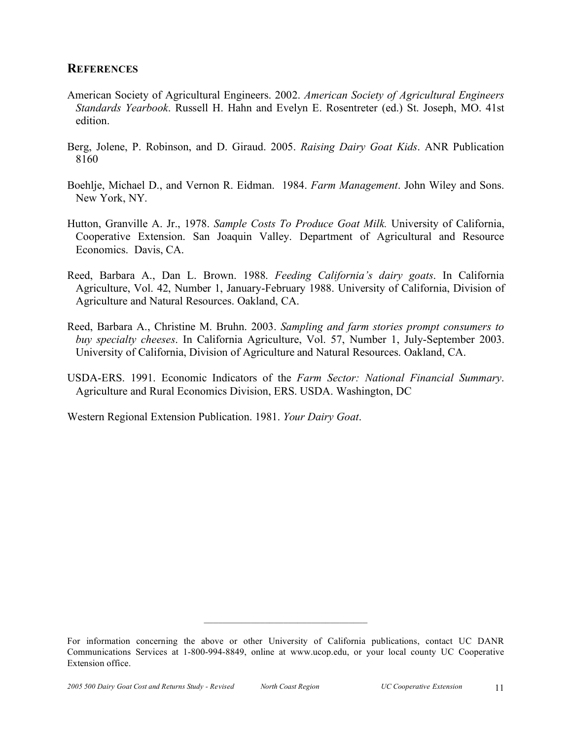## REFERENCES

American Society of Agricultural Engineers. 2002. *American Society of Agricultural Engineers Standards Yearbook*. Russell H. Hahn and Evelyn E. Rosentreter (ed.) St. Joseph, MO. 41st edition.

Berg, Jolene, P. Robinson, and D. Giraud. 2005. *Raising Dairy Goat Kids*. ANR Publication 8160

Boehlje, Michael D., and Vernon R. Eidman. 1984. *Farm Management*. John Wiley and Sons. New York, NY.

Hutton, Granville A. Jr., 1978. *Sample Costs To Produce Goat Milk.* University of California, Cooperative Extension. San Joaquin Valley. Department of Agricultural and Resource Economics. Davis, CA.

Reed, Barbara A., Dan L. Brown. 1988. *Feeding California's dairy goats*. In California Agriculture, Vol. 42, Number 1, January-February 1988. University of California, Division of Agriculture and Natural Resources. Oakland, CA.

Reed, Barbara A., Christine M. Bruhn. 2003. *Sampling and farm stories prompt consumers to buy specialty cheeses*. In California Agriculture, Vol. 57, Number 1, July-September 2003. University of California, Division of Agriculture and Natural Resources. Oakland, CA.

USDA-ERS. 1991. Economic Indicators of the *Farm Sector: National Financial Summary*. Agriculture and Rural Economics Division, ERS. USDA. Washington, DC

Western Regional Extension Publication. 1981. *Your Dairy Goat*.

---

For information concerning the above or other University of California publications, contact UC DANR Communications Services at 1-800-994-8849, online at www.ucop.edu, or your local county UC Cooperative Extension office.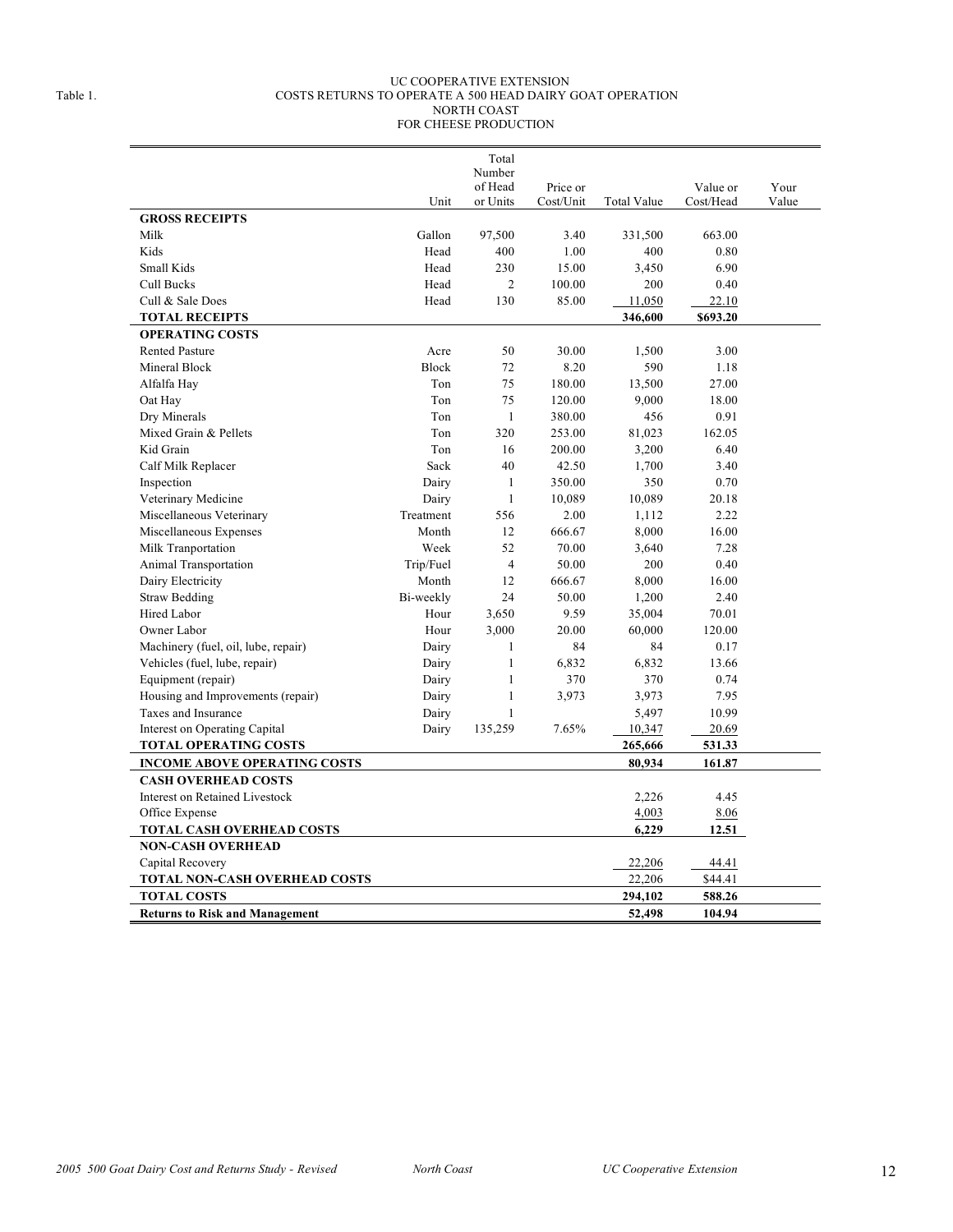Table 1.

UC COOPERATIVE EXTENSION
COSTS RETURNS TO OPERATE A 500 HEAD DAIRY GOAT OPERATION
NORTH COAST
FOR CHEESE PRODUCTION

| | Unit | Total Number of Head or Units | Price or Cost/Unit | Total Value | Value or Cost/Head | Your Value |
|---|---|---|---|---|---|---|
| **GROSS RECEIPTS** | | | | | | |
| Milk | Gallon | 97,500 | 3.40 | 331,500 | 663.00 | |
| Kids | Head | 400 | 1.00 | 400 | 0.80 | |
| Small Kids | Head | 230 | 15.00 | 3,450 | 6.90 | |
| Cull Bucks | Head | 2 | 100.00 | 200 | 0.40 | |
| Cull & Sale Does | Head | 130 | 85.00 | 11,050 | 22.10 | |
| **TOTAL RECEIPTS** | | | | **346,600** | **$693.20** | |
| **OPERATING COSTS** | | | | | | |
| Rented Pasture | Acre | 50 | 30.00 | 1,500 | 3.00 | |
| Mineral Block | Block | 72 | 8.20 | 590 | 1.18 | |
| Alfalfa Hay | Ton | 75 | 180.00 | 13,500 | 27.00 | |
| Oat Hay | Ton | 75 | 120.00 | 9,000 | 18.00 | |
| Dry Minerals | Ton | 1 | 380.00 | 456 | 0.91 | |
| Mixed Grain & Pellets | Ton | 320 | 253.00 | 81,023 | 162.05 | |
| Kid Grain | Ton | 16 | 200.00 | 3,200 | 6.40 | |
| Calf Milk Replacer | Sack | 40 | 42.50 | 1,700 | 3.40 | |
| Inspection | Dairy | 1 | 350.00 | 350 | 0.70 | |
| Veterinary Medicine | Dairy | 1 | 10,089 | 10,089 | 20.18 | |
| Miscellaneous Veterinary | Treatment | 556 | 2.00 | 1,112 | 2.22 | |
| Miscellaneous Expenses | Month | 12 | 666.67 | 8,000 | 16.00 | |
| Milk Tranportation | Week | 52 | 70.00 | 3,640 | 7.28 | |
| Animal Transportation | Trip/Fuel | 4 | 50.00 | 200 | 0.40 | |
| Dairy Electricity | Month | 12 | 666.67 | 8,000 | 16.00 | |
| Straw Bedding | Bi-weekly | 24 | 50.00 | 1,200 | 2.40 | |
| Hired Labor | Hour | 3,650 | 9.59 | 35,004 | 70.01 | |
| Owner Labor | Hour | 3,000 | 20.00 | 60,000 | 120.00 | |
| Machinery (fuel, oil, lube, repair) | Dairy | 1 | 84 | 84 | 0.17 | |
| Vehicles (fuel, lube, repair) | Dairy | 1 | 6,832 | 6,832 | 13.66 | |
| Equipment (repair) | Dairy | 1 | 370 | 370 | 0.74 | |
| Housing and Improvements (repair) | Dairy | 1 | 3,973 | 3,973 | 7.95 | |
| Taxes and Insurance | Dairy | 1 | | 5,497 | 10.99 | |
| Interest on Operating Capital | Dairy | 135,259 | 7.65% | 10,347 | 20.69 | |
| **TOTAL OPERATING COSTS** | | | | **265,666** | **531.33** | |
| **INCOME ABOVE OPERATING COSTS** | | | | **80,934** | **161.87** | |
| **CASH OVERHEAD COSTS** | | | | | | |
| Interest on Retained Livestock | | | | 2,226 | 4.45 | |
| Office Expense | | | | 4,003 | 8.06 | |
| **TOTAL CASH OVERHEAD COSTS** | | | | **6,229** | **12.51** | |
| **NON-CASH OVERHEAD** | | | | | | |
| Capital Recovery | | | | 22,206 | 44.41 | |
| **TOTAL NON-CASH OVERHEAD COSTS** | | | | 22,206 | $44.41 | |
| **TOTAL COSTS** | | | | **294,102** | **588.26** | |
| **Returns to Risk and Management** | | | | **52,498** | **104.94** | |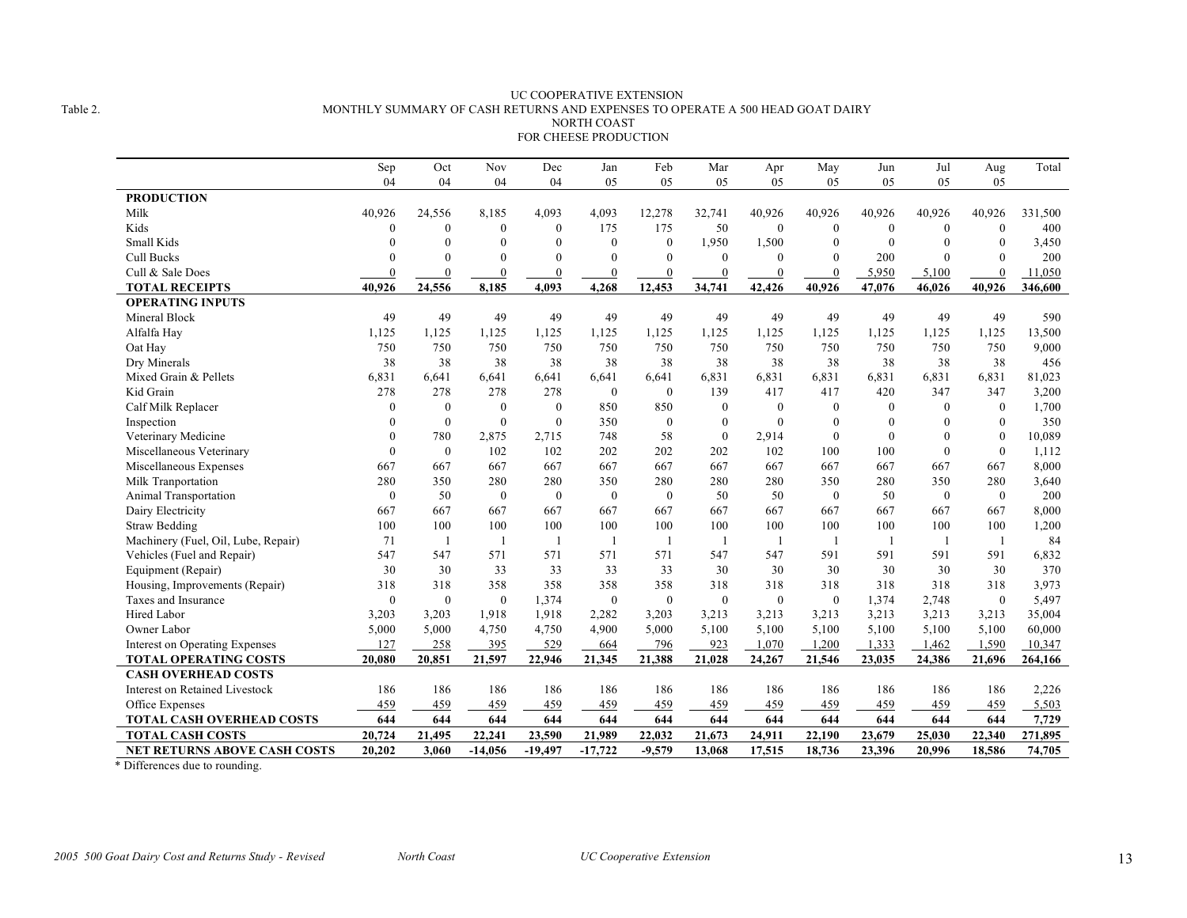Table 2.

# UC COOPERATIVE EXTENSION
## MONTHLY SUMMARY OF CASH RETURNS AND EXPENSES TO OPERATE A 500 HEAD GOAT DAIRY
### NORTH COAST
### FOR CHEESE PRODUCTION

| | Sep 04 | Oct 04 | Nov 04 | Dec 04 | Jan 05 | Feb 05 | Mar 05 | Apr 05 | May 05 | Jun 05 | Jul 05 | Aug 05 | Total |
|---|---|---|---|---|---|---|---|---|---|---|---|---|---|
| **PRODUCTION** | | | | | | | | | | | | | |
| Milk | 40,926 | 24,556 | 8,185 | 4,093 | 4,093 | 12,278 | 32,741 | 40,926 | 40,926 | 40,926 | 40,926 | 40,926 | 331,500 |
| Kids | 0 | 0 | 0 | 0 | 175 | 175 | 50 | 0 | 0 | 0 | 0 | 0 | 400 |
| Small Kids | 0 | 0 | 0 | 0 | 0 | 0 | 1,950 | 1,500 | 0 | 0 | 0 | 0 | 3,450 |
| Cull Bucks | 0 | 0 | 0 | 0 | 0 | 0 | 0 | 0 | 0 | 200 | 0 | 0 | 200 |
| Cull & Sale Does | 0 | 0 | 0 | 0 | 0 | 0 | 0 | 0 | 0 | 5,950 | 5,100 | 0 | 11,050 |
| **TOTAL RECEIPTS** | **40,926** | **24,556** | **8,185** | **4,093** | **4,268** | **12,453** | **34,741** | **42,426** | **40,926** | **47,076** | **46,026** | **40,926** | **346,600** |
| **OPERATING INPUTS** | | | | | | | | | | | | | |
| Mineral Block | 49 | 49 | 49 | 49 | 49 | 49 | 49 | 49 | 49 | 49 | 49 | 49 | 590 |
| Alfalfa Hay | 1,125 | 1,125 | 1,125 | 1,125 | 1,125 | 1,125 | 1,125 | 1,125 | 1,125 | 1,125 | 1,125 | 1,125 | 13,500 |
| Oat Hay | 750 | 750 | 750 | 750 | 750 | 750 | 750 | 750 | 750 | 750 | 750 | 750 | 9,000 |
| Dry Minerals | 38 | 38 | 38 | 38 | 38 | 38 | 38 | 38 | 38 | 38 | 38 | 38 | 456 |
| Mixed Grain & Pellets | 6,831 | 6,641 | 6,641 | 6,641 | 6,641 | 6,641 | 6,831 | 6,831 | 6,831 | 6,831 | 6,831 | 6,831 | 81,023 |
| Kid Grain | 278 | 278 | 278 | 278 | 0 | 0 | 139 | 417 | 417 | 420 | 347 | 347 | 3,200 |
| Calf Milk Replacer | 0 | 0 | 0 | 0 | 850 | 850 | 0 | 0 | 0 | 0 | 0 | 0 | 1,700 |
| Inspection | 0 | 0 | 0 | 0 | 350 | 0 | 0 | 0 | 0 | 0 | 0 | 0 | 350 |
| Veterinary Medicine | 0 | 780 | 2,875 | 2,715 | 748 | 58 | 0 | 2,914 | 0 | 0 | 0 | 0 | 10,089 |
| Miscellaneous Veterinary | 0 | 0 | 102 | 102 | 202 | 202 | 202 | 102 | 100 | 100 | 0 | 0 | 1,112 |
| Miscellaneous Expenses | 667 | 667 | 667 | 667 | 667 | 667 | 667 | 667 | 667 | 667 | 667 | 667 | 8,000 |
| Milk Tranportation | 280 | 350 | 280 | 280 | 350 | 280 | 280 | 280 | 350 | 280 | 350 | 280 | 3,640 |
| Animal Transportation | 0 | 50 | 0 | 0 | 0 | 0 | 50 | 50 | 0 | 50 | 0 | 0 | 200 |
| Dairy Electricity | 667 | 667 | 667 | 667 | 667 | 667 | 667 | 667 | 667 | 667 | 667 | 667 | 8,000 |
| Straw Bedding | 100 | 100 | 100 | 100 | 100 | 100 | 100 | 100 | 100 | 100 | 100 | 100 | 1,200 |
| Machinery (Fuel, Oil, Lube, Repair) | 71 | 1 | 1 | 1 | 1 | 1 | 1 | 1 | 1 | 1 | 1 | 1 | 84 |
| Vehicles (Fuel and Repair) | 547 | 547 | 571 | 571 | 571 | 571 | 547 | 547 | 591 | 591 | 591 | 591 | 6,832 |
| Equipment (Repair) | 30 | 30 | 33 | 33 | 33 | 33 | 30 | 30 | 30 | 30 | 30 | 30 | 370 |
| Housing, Improvements (Repair) | 318 | 318 | 358 | 358 | 358 | 358 | 318 | 318 | 318 | 318 | 318 | 318 | 3,973 |
| Taxes and Insurance | 0 | 0 | 0 | 1,374 | 0 | 0 | 0 | 0 | 0 | 1,374 | 2,748 | 0 | 5,497 |
| Hired Labor | 3,203 | 3,203 | 1,918 | 1,918 | 2,282 | 3,203 | 3,213 | 3,213 | 3,213 | 3,213 | 3,213 | 3,213 | 35,004 |
| Owner Labor | 5,000 | 5,000 | 4,750 | 4,750 | 4,900 | 5,000 | 5,100 | 5,100 | 5,100 | 5,100 | 5,100 | 5,100 | 60,000 |
| Interest on Operating Expenses | 127 | 258 | 395 | 529 | 664 | 796 | 923 | 1,070 | 1,200 | 1,333 | 1,462 | 1,590 | 10,347 |
| **TOTAL OPERATING COSTS** | **20,080** | **20,851** | **21,597** | **22,946** | **21,345** | **21,388** | **21,028** | **24,267** | **21,546** | **23,035** | **24,386** | **21,696** | **264,166** |
| **CASH OVERHEAD COSTS** | | | | | | | | | | | | | |
| Interest on Retained Livestock | 186 | 186 | 186 | 186 | 186 | 186 | 186 | 186 | 186 | 186 | 186 | 186 | 2,226 |
| Office Expenses | 459 | 459 | 459 | 459 | 459 | 459 | 459 | 459 | 459 | 459 | 459 | 459 | 5,503 |
| **TOTAL CASH OVERHEAD COSTS** | **644** | **644** | **644** | **644** | **644** | **644** | **644** | **644** | **644** | **644** | **644** | **644** | **7,729** |
| **TOTAL CASH COSTS** | **20,724** | **21,495** | **22,241** | **23,590** | **21,989** | **22,032** | **21,673** | **24,911** | **22,190** | **23,679** | **25,030** | **22,340** | **271,895** |
| **NET RETURNS ABOVE CASH COSTS** | **20,202** | **3,060** | **-14,056** | **-19,497** | **-17,722** | **-9,579** | **13,068** | **17,515** | **18,736** | **23,396** | **20,996** | **18,586** | **74,705** |

\* Differences due to rounding.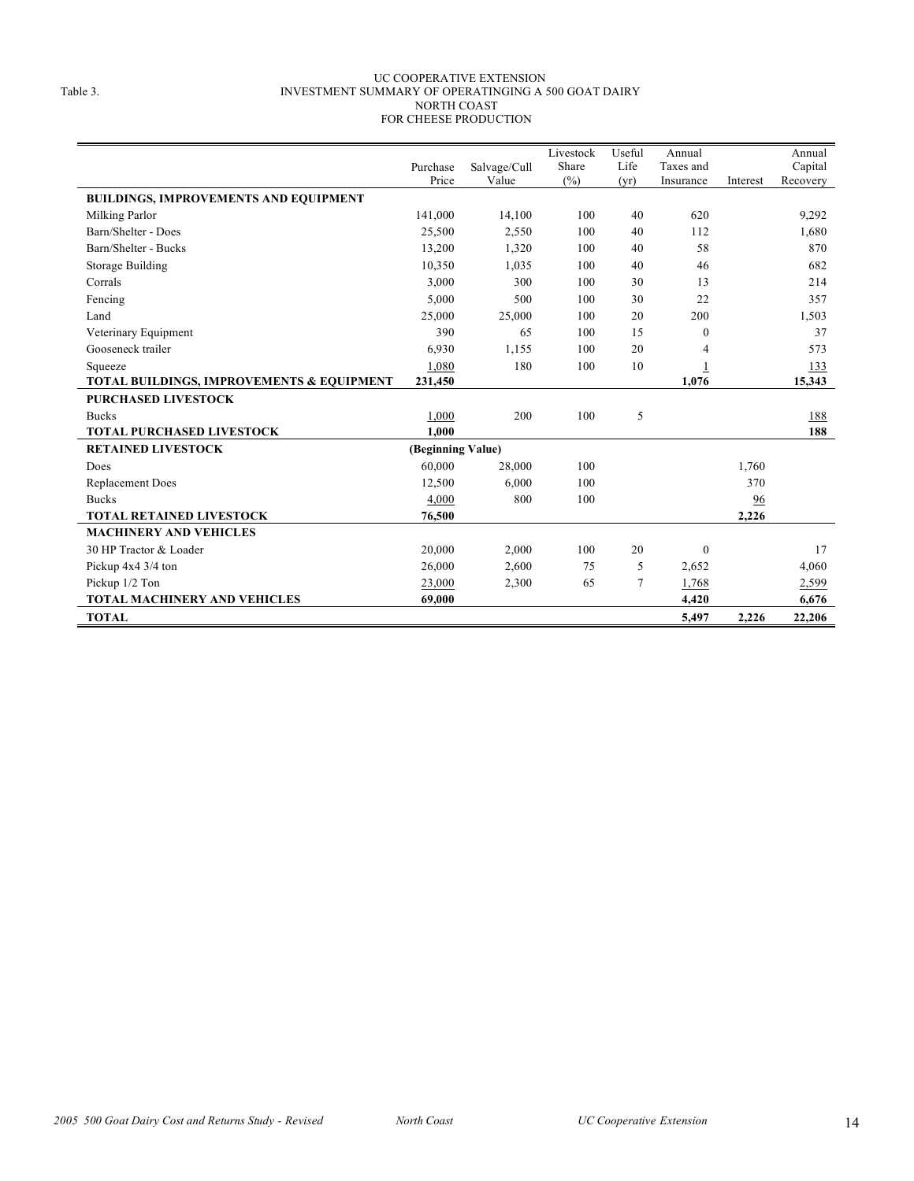Table 3.

# UC COOPERATIVE EXTENSION
## INVESTMENT SUMMARY OF OPERATINGING A 500 GOAT DAIRY
## NORTH COAST
## FOR CHEESE PRODUCTION

| | Purchase Price | Salvage/Cull Value | Livestock Share (%) | Useful Life (yr) | Annual Taxes and Insurance | Interest | Annual Capital Recovery |
|---|---|---|---|---|---|---|---|
| **BUILDINGS, IMPROVEMENTS AND EQUIPMENT** | | | | | | | |
| Milking Parlor | 141,000 | 14,100 | 100 | 40 | 620 | | 9,292 |
| Barn/Shelter - Does | 25,500 | 2,550 | 100 | 40 | 112 | | 1,680 |
| Barn/Shelter - Bucks | 13,200 | 1,320 | 100 | 40 | 58 | | 870 |
| Storage Building | 10,350 | 1,035 | 100 | 40 | 46 | | 682 |
| Corrals | 3,000 | 300 | 100 | 30 | 13 | | 214 |
| Fencing | 5,000 | 500 | 100 | 30 | 22 | | 357 |
| Land | 25,000 | 25,000 | 100 | 20 | 200 | | 1,503 |
| Veterinary Equipment | 390 | 65 | 100 | 15 | 0 | | 37 |
| Gooseneck trailer | 6,930 | 1,155 | 100 | 20 | 4 | | 573 |
| Squeeze | 1,080 | 180 | 100 | 10 | 1 | | 133 |
| **TOTAL BUILDINGS, IMPROVEMENTS & EQUIPMENT** | **231,450** | | | | **1,076** | | **15,343** |
| **PURCHASED LIVESTOCK** | | | | | | | |
| Bucks | 1,000 | 200 | 100 | 5 | | | 188 |
| **TOTAL PURCHASED LIVESTOCK** | **1,000** | | | | | | **188** |
| **RETAINED LIVESTOCK** | **(Beginning Value)** | | | | | | |
| Does | 60,000 | 28,000 | 100 | | | 1,760 | |
| Replacement Does | 12,500 | 6,000 | 100 | | | 370 | |
| Bucks | 4,000 | 800 | 100 | | | 96 | |
| **TOTAL RETAINED LIVESTOCK** | **76,500** | | | | | **2,226** | |
| **MACHINERY AND VEHICLES** | | | | | | | |
| 30 HP Tractor & Loader | 20,000 | 2,000 | 100 | 20 | 0 | | 17 |
| Pickup 4x4 3/4 ton | 26,000 | 2,600 | 75 | 5 | 2,652 | | 4,060 |
| Pickup 1/2 Ton | 23,000 | 2,300 | 65 | 7 | 1,768 | | 2,599 |
| **TOTAL MACHINERY AND VEHICLES** | **69,000** | | | | **4,420** | | **6,676** |
| **TOTAL** | | | | | **5,497** | **2,226** | **22,206** |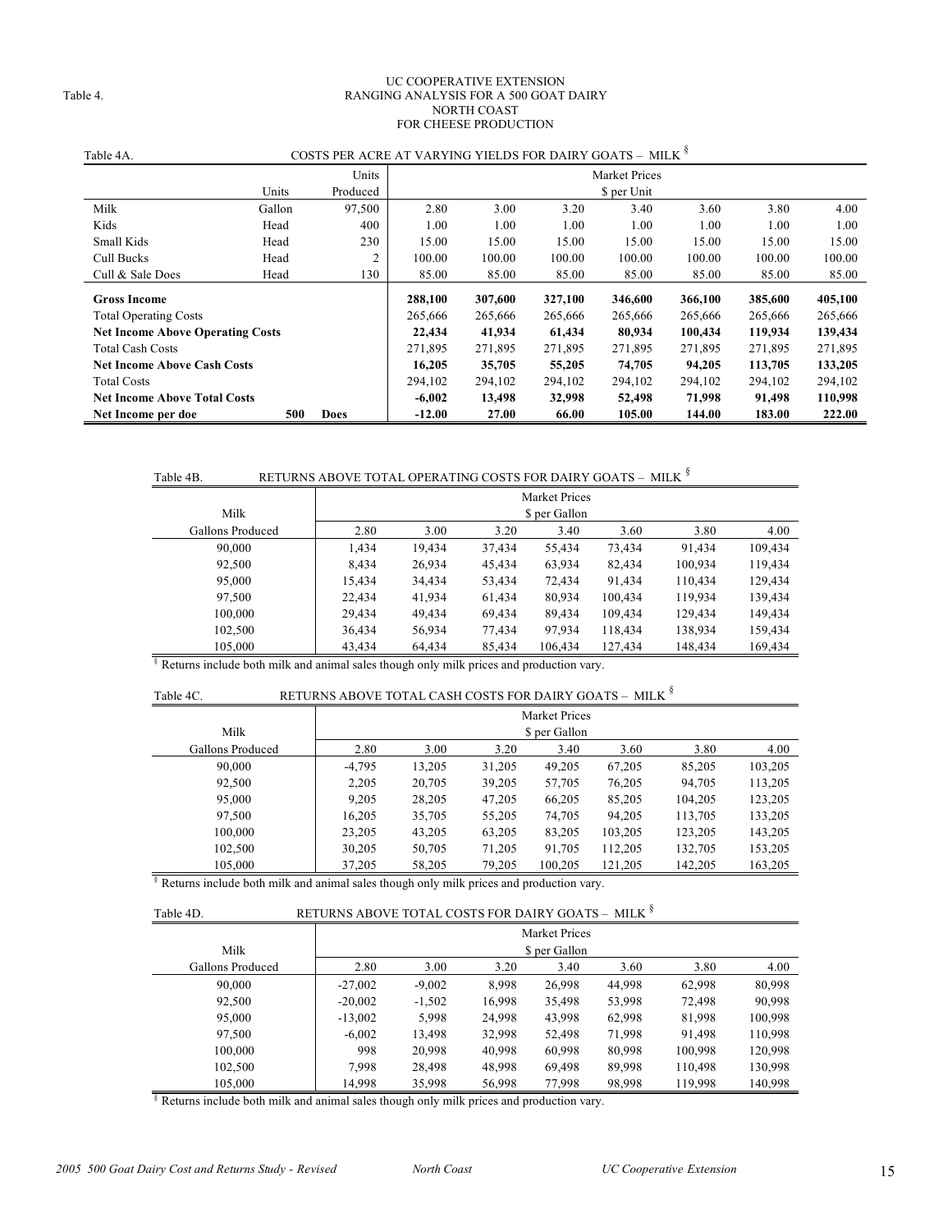Table 4.

# UC COOPERATIVE EXTENSION
## RANGING ANALYSIS FOR A 500 GOAT DAIRY
## NORTH COAST
## FOR CHEESE PRODUCTION

Table 4A. COSTS PER ACRE AT VARYING YIELDS FOR DAIRY GOATS – MILK §

| | | Units | Market Prices | | | | | | |
|---|---|---|---|---|---|---|---|---|---|
| | Units | Produced | $ per Unit | | | | | | |
| Milk | Gallon | 97,500 | 2.80 | 3.00 | 3.20 | 3.40 | 3.60 | 3.80 | 4.00 |
| Kids | Head | 400 | 1.00 | 1.00 | 1.00 | 1.00 | 1.00 | 1.00 | 1.00 |
| Small Kids | Head | 230 | 15.00 | 15.00 | 15.00 | 15.00 | 15.00 | 15.00 | 15.00 |
| Cull Bucks | Head | 2 | 100.00 | 100.00 | 100.00 | 100.00 | 100.00 | 100.00 | 100.00 |
| Cull & Sale Does | Head | 130 | 85.00 | 85.00 | 85.00 | 85.00 | 85.00 | 85.00 | 85.00 |
| **Gross Income** | | | **288,100** | **307,600** | **327,100** | **346,600** | **366,100** | **385,600** | **405,100** |
| Total Operating Costs | | | 265,666 | 265,666 | 265,666 | 265,666 | 265,666 | 265,666 | 265,666 |
| **Net Income Above Operating Costs** | | | **22,434** | **41,934** | **61,434** | **80,934** | **100,434** | **119,934** | **139,434** |
| Total Cash Costs | | | 271,895 | 271,895 | 271,895 | 271,895 | 271,895 | 271,895 | 271,895 |
| **Net Income Above Cash Costs** | | | **16,205** | **35,705** | **55,205** | **74,705** | **94,205** | **113,705** | **133,205** |
| Total Costs | | | 294,102 | 294,102 | 294,102 | 294,102 | 294,102 | 294,102 | 294,102 |
| **Net Income Above Total Costs** | | | **-6,002** | **13,498** | **32,998** | **52,498** | **71,998** | **91,498** | **110,998** |
| **Net Income per doe** | **500** | **Does** | **-12.00** | **27.00** | **66.00** | **105.00** | **144.00** | **183.00** | **222.00** |

Table 4B. RETURNS ABOVE TOTAL OPERATING COSTS FOR DAIRY GOATS – MILK §

| | Market Prices | | | | | | |
|---|---|---|---|---|---|---|---|
| Milk | $ per Gallon | | | | | | |
| Gallons Produced | 2.80 | 3.00 | 3.20 | 3.40 | 3.60 | 3.80 | 4.00 |
| 90,000 | 1,434 | 19,434 | 37,434 | 55,434 | 73,434 | 91,434 | 109,434 |
| 92,500 | 8,434 | 26,934 | 45,434 | 63,934 | 82,434 | 100,934 | 119,434 |
| 95,000 | 15,434 | 34,434 | 53,434 | 72,434 | 91,434 | 110,434 | 129,434 |
| 97,500 | 22,434 | 41,934 | 61,434 | 80,934 | 100,434 | 119,934 | 139,434 |
| 100,000 | 29,434 | 49,434 | 69,434 | 89,434 | 109,434 | 129,434 | 149,434 |
| 102,500 | 36,434 | 56,934 | 77,434 | 97,934 | 118,434 | 138,934 | 159,434 |
| 105,000 | 43,434 | 64,434 | 85,434 | 106,434 | 127,434 | 148,434 | 169,434 |

§ Returns include both milk and animal sales though only milk prices and production vary.

Table 4C. RETURNS ABOVE TOTAL CASH COSTS FOR DAIRY GOATS – MILK §

| | Market Prices | | | | | | |
|---|---|---|---|---|---|---|---|
| Milk | $ per Gallon | | | | | | |
| Gallons Produced | 2.80 | 3.00 | 3.20 | 3.40 | 3.60 | 3.80 | 4.00 |
| 90,000 | -4,795 | 13,205 | 31,205 | 49,205 | 67,205 | 85,205 | 103,205 |
| 92,500 | 2,205 | 20,705 | 39,205 | 57,705 | 76,205 | 94,705 | 113,205 |
| 95,000 | 9,205 | 28,205 | 47,205 | 66,205 | 85,205 | 104,205 | 123,205 |
| 97,500 | 16,205 | 35,705 | 55,205 | 74,705 | 94,205 | 113,705 | 133,205 |
| 100,000 | 23,205 | 43,205 | 63,205 | 83,205 | 103,205 | 123,205 | 143,205 |
| 102,500 | 30,205 | 50,705 | 71,205 | 91,705 | 112,205 | 132,705 | 153,205 |
| 105,000 | 37,205 | 58,205 | 79,205 | 100,205 | 121,205 | 142,205 | 163,205 |

§ Returns include both milk and animal sales though only milk prices and production vary.

Table 4D. RETURNS ABOVE TOTAL COSTS FOR DAIRY GOATS – MILK §

| | Market Prices | | | | | | |
|---|---|---|---|---|---|---|---|
| Milk | $ per Gallon | | | | | | |
| Gallons Produced | 2.80 | 3.00 | 3.20 | 3.40 | 3.60 | 3.80 | 4.00 |
| 90,000 | -27,002 | -9,002 | 8,998 | 26,998 | 44,998 | 62,998 | 80,998 |
| 92,500 | -20,002 | -1,502 | 16,998 | 35,498 | 53,998 | 72,498 | 90,998 |
| 95,000 | -13,002 | 5,998 | 24,998 | 43,998 | 62,998 | 81,998 | 100,998 |
| 97,500 | -6,002 | 13,498 | 32,998 | 52,498 | 71,998 | 91,498 | 110,998 |
| 100,000 | 998 | 20,998 | 40,998 | 60,998 | 80,998 | 100,998 | 120,998 |
| 102,500 | 7,998 | 28,498 | 48,998 | 69,498 | 89,998 | 110,498 | 130,998 |
| 105,000 | 14,998 | 35,998 | 56,998 | 77,998 | 98,998 | 119,998 | 140,998 |

§ Returns include both milk and animal sales though only milk prices and production vary.